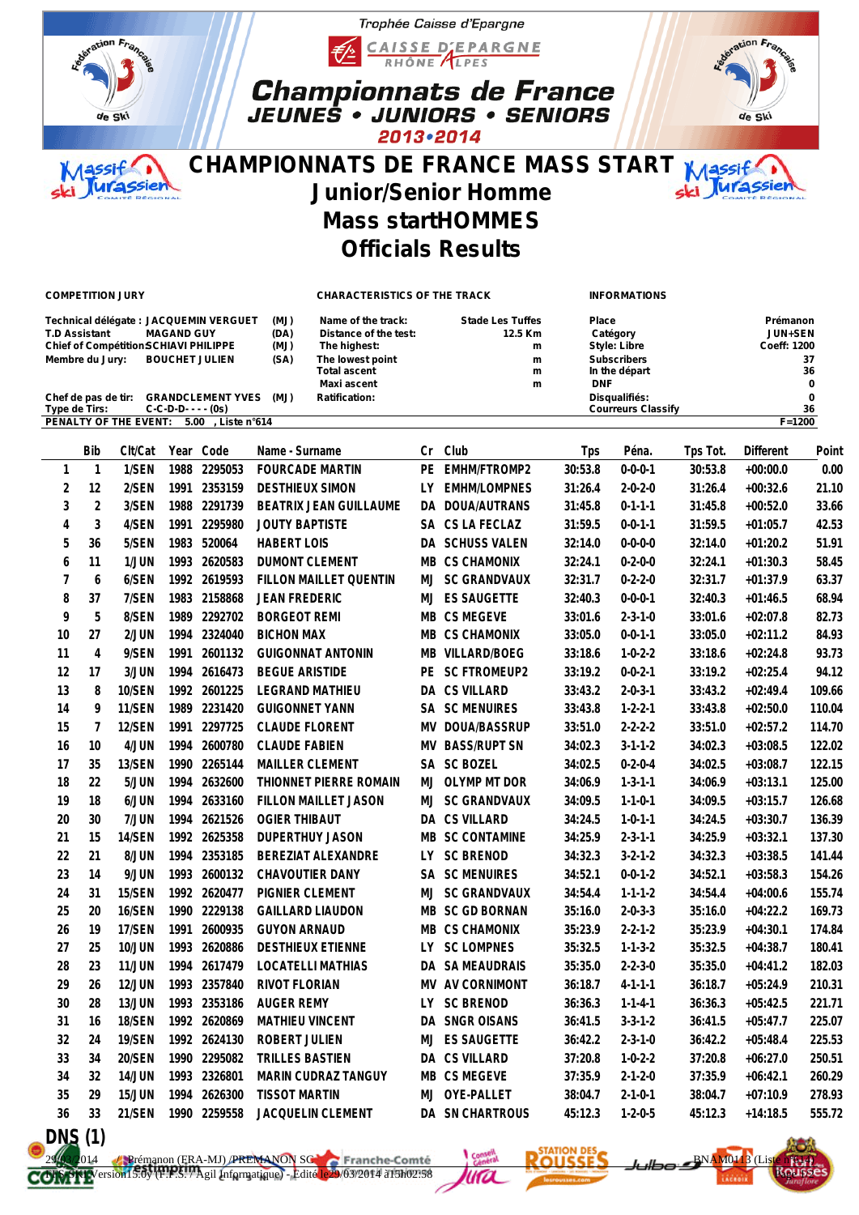Trophée Caisse d'Epargne

CAISSE D'EPARGNE RHÔNE ALPES

# Championnats de France

## JEUNES • JUNIORS • SENIORS

2013•2014

# CHAMPIONNATS DE FRANCE MASS START

## Junior/Senior Homme

## Mass startHOMMES

## Officials Results

**COMPETITION JURY**

| | | |
|---|---|---|
| Technical délégate : | JACQUEMIN VERGUET | (MJ) |
| T.D Assistant | MAGAND GUY | (DA) |
| Chief of Compétition | SCHIAVI PHILIPPE | (MJ) |
| Membre du Jury: | BOUCHET JULIEN | (SA) |
| Chef de pas de tir: | GRANDCLEMENT YVES | (MJ) |
| Type de Tirs: | C-C-D-D- - - - (0s) | |

**CHARACTERISTICS OF THE TRACK**

| | | |
|---|---|---|
| Name of the track: | Stade Les Tuffes | |
| Distance of the test: | 12.5 Km | |
| The highest: | | m |
| The lowest point | | m |
| Total ascent | | m |
| Maxi ascent | | m |
| Ratification: | | |

**INFORMATIONS**

| | |
|---|---|
| Place | Prémanon |
| Catégory | JUN+SEN |
| Style: Libre | Coeff: 1200 |
| Subscribers | 37 |
| In the départ | 36 |
| DNF | 0 |
| Disqualifiés: | 0 |
| Courreurs Classify | 36 |

PENALTY OF THE EVENT: 5.00 , Liste n°614 F=1200

| | Bib | Clt/Cat | Year | Code | Name - Surname | Cr | Club | Tps | Péna. | Tps Tot. | Different | Point |
|---|---|---|---|---|---|---|---|---|---|---|---|---|
| 1 | 1 | 1/SEN | 1988 | 2295053 | FOURCADE MARTIN | PE | EMHM/FTROMP2 | 30:53.8 | 0-0-0-1 | 30:53.8 | +00:00.0 | 0.00 |
| 2 | 12 | 2/SEN | 1991 | 2353159 | DESTHIEUX SIMON | LY | EMHM/LOMPNES | 31:26.4 | 2-0-2-0 | 31:26.4 | +00:32.6 | 21.10 |
| 3 | 2 | 3/SEN | 1988 | 2291739 | BEATRIX JEAN GUILLAUME | DA | DOUA/AUTRANS | 31:45.8 | 0-1-1-1 | 31:45.8 | +00:52.0 | 33.66 |
| 4 | 3 | 4/SEN | 1991 | 2295980 | JOUTY BAPTISTE | SA | CS LA FECLAZ | 31:59.5 | 0-0-1-1 | 31:59.5 | +01:05.7 | 42.53 |
| 5 | 36 | 5/SEN | 1983 | 520064 | HABERT LOIS | DA | SCHUSS VALEN | 32:14.0 | 0-0-0-0 | 32:14.0 | +01:20.2 | 51.91 |
| 6 | 11 | 1/JUN | 1993 | 2620583 | DUMONT CLEMENT | MB | CS CHAMONIX | 32:24.1 | 0-2-0-0 | 32:24.1 | +01:30.3 | 58.45 |
| 7 | 6 | 6/SEN | 1992 | 2619593 | FILLON MAILLET QUENTIN | MJ | SC GRANDVAUX | 32:31.7 | 0-2-2-0 | 32:31.7 | +01:37.9 | 63.37 |
| 8 | 37 | 7/SEN | 1983 | 2158868 | JEAN FREDERIC | MJ | ES SAUGETTE | 32:40.3 | 0-0-0-1 | 32:40.3 | +01:46.5 | 68.94 |
| 9 | 5 | 8/SEN | 1989 | 2292702 | BORGEOT REMI | MB | CS MEGEVE | 33:01.6 | 2-3-1-0 | 33:01.6 | +02:07.8 | 82.73 |
| 10 | 27 | 2/JUN | 1994 | 2324040 | BICHON MAX | MB | CS CHAMONIX | 33:05.0 | 0-0-1-1 | 33:05.0 | +02:11.2 | 84.93 |
| 11 | 4 | 9/SEN | 1991 | 2601132 | GUIGONNAT ANTONIN | MB | VILLARD/BOEG | 33:18.6 | 1-0-2-2 | 33:18.6 | +02:24.8 | 93.73 |
| 12 | 17 | 3/JUN | 1994 | 2616473 | BEGUE ARISTIDE | PE | SC FTROMEUP2 | 33:19.2 | 0-0-2-1 | 33:19.2 | +02:25.4 | 94.12 |
| 13 | 8 | 10/SEN | 1992 | 2601225 | LEGRAND MATHIEU | DA | CS VILLARD | 33:43.2 | 2-0-3-1 | 33:43.2 | +02:49.4 | 109.66 |
| 14 | 9 | 11/SEN | 1989 | 2231420 | GUIGONNET YANN | SA | SC MENUIRES | 33:43.8 | 1-2-2-1 | 33:43.8 | +02:50.0 | 110.04 |
| 15 | 7 | 12/SEN | 1991 | 2297725 | CLAUDE FLORENT | MV | DOUA/BASSRUP | 33:51.0 | 2-2-2-2 | 33:51.0 | +02:57.2 | 114.70 |
| 16 | 10 | 4/JUN | 1994 | 2600780 | CLAUDE FABIEN | MV | BASS/RUPT SN | 34:02.3 | 3-1-1-2 | 34:02.3 | +03:08.5 | 122.02 |
| 17 | 35 | 13/SEN | 1990 | 2265144 | MAILLER CLEMENT | SA | SC BOZEL | 34:02.5 | 0-2-0-4 | 34:02.5 | +03:08.7 | 122.15 |
| 18 | 22 | 5/JUN | 1994 | 2632600 | THIONNET PIERRE ROMAIN | MJ | OLYMP MT DOR | 34:06.9 | 1-3-1-1 | 34:06.9 | +03:13.1 | 125.00 |
| 19 | 18 | 6/JUN | 1994 | 2633160 | FILLON MAILLET JASON | MJ | SC GRANDVAUX | 34:09.5 | 1-1-0-1 | 34:09.5 | +03:15.7 | 126.68 |
| 20 | 30 | 7/JUN | 1994 | 2621526 | OGIER THIBAUT | DA | CS VILLARD | 34:24.5 | 1-0-1-1 | 34:24.5 | +03:30.7 | 136.39 |
| 21 | 15 | 14/SEN | 1992 | 2625358 | DUPERTHUY JASON | MB | SC CONTAMINE | 34:25.9 | 2-3-1-1 | 34:25.9 | +03:32.1 | 137.30 |
| 22 | 21 | 8/JUN | 1994 | 2353185 | BEREZIAT ALEXANDRE | LY | SC BRENOD | 34:32.3 | 3-2-1-2 | 34:32.3 | +03:38.5 | 141.44 |
| 23 | 14 | 9/JUN | 1993 | 2600132 | CHAVOUTIER DANY | SA | SC MENUIRES | 34:52.1 | 0-0-1-2 | 34:52.1 | +03:58.3 | 154.26 |
| 24 | 31 | 15/SEN | 1992 | 2620477 | PIGNIER CLEMENT | MJ | SC GRANDVAUX | 34:54.4 | 1-1-1-2 | 34:54.4 | +04:00.6 | 155.74 |
| 25 | 20 | 16/SEN | 1990 | 2229138 | GAILLARD LIAUDON | MB | SC GD BORNAN | 35:16.0 | 2-0-3-3 | 35:16.0 | +04:22.2 | 169.73 |
| 26 | 19 | 17/SEN | 1991 | 2600935 | GUYON ARNAUD | MB | CS CHAMONIX | 35:23.9 | 2-2-1-2 | 35:23.9 | +04:30.1 | 174.84 |
| 27 | 25 | 10/JUN | 1993 | 2620886 | DESTHIEUX ETIENNE | LY | SC LOMPNES | 35:32.5 | 1-1-3-2 | 35:32.5 | +04:38.7 | 180.41 |
| 28 | 23 | 11/JUN | 1994 | 2617479 | LOCATELLI MATHIAS | DA | SA MEAUDRAIS | 35:35.0 | 2-2-3-0 | 35:35.0 | +04:41.2 | 182.03 |
| 29 | 26 | 12/JUN | 1993 | 2357840 | RIVOT FLORIAN | MV | AV CORNIMONT | 36:18.7 | 4-1-1-1 | 36:18.7 | +05:24.9 | 210.31 |
| 30 | 28 | 13/JUN | 1993 | 2353186 | AUGER REMY | LY | SC BRENOD | 36:36.3 | 1-1-4-1 | 36:36.3 | +05:42.5 | 221.71 |
| 31 | 16 | 18/SEN | 1992 | 2620869 | MATHIEU VINCENT | DA | SNGR OISANS | 36:41.5 | 3-3-1-2 | 36:41.5 | +05:47.7 | 225.07 |
| 32 | 24 | 19/SEN | 1992 | 2624130 | ROBERT JULIEN | MJ | ES SAUGETTE | 36:42.2 | 2-3-1-0 | 36:42.2 | +05:48.4 | 225.53 |
| 33 | 34 | 20/SEN | 1990 | 2295082 | TRILLES BASTIEN | DA | CS VILLARD | 37:20.8 | 1-0-2-2 | 37:20.8 | +06:27.0 | 250.51 |
| 34 | 32 | 14/JUN | 1993 | 2326801 | MARIN CUDRAZ TANGUY | MB | CS MEGEVE | 37:35.9 | 2-1-2-0 | 37:35.9 | +06:42.1 | 260.29 |
| 35 | 29 | 15/JUN | 1994 | 2626300 | TISSOT MARTIN | MJ | OYE-PALLET | 38:04.7 | 2-1-0-1 | 38:04.7 | +07:10.9 | 278.93 |
| 36 | 33 | 21/SEN | 1990 | 2259558 | JACQUELIN CLEMENT | DA | SN CHARTROUS | 45:12.3 | 1-2-0-5 | 45:12.3 | +14:18.5 | 555.72 |

**DNS (1)**

29/03/2014 Prémanon (ERA-MJ) /PREMANON SC BNAM0113 (Liste n°614)

FFS-SKI Version15.0y (F.F.S. / Agil Informatique) - Edité le 29/03/2014 à 15h02:58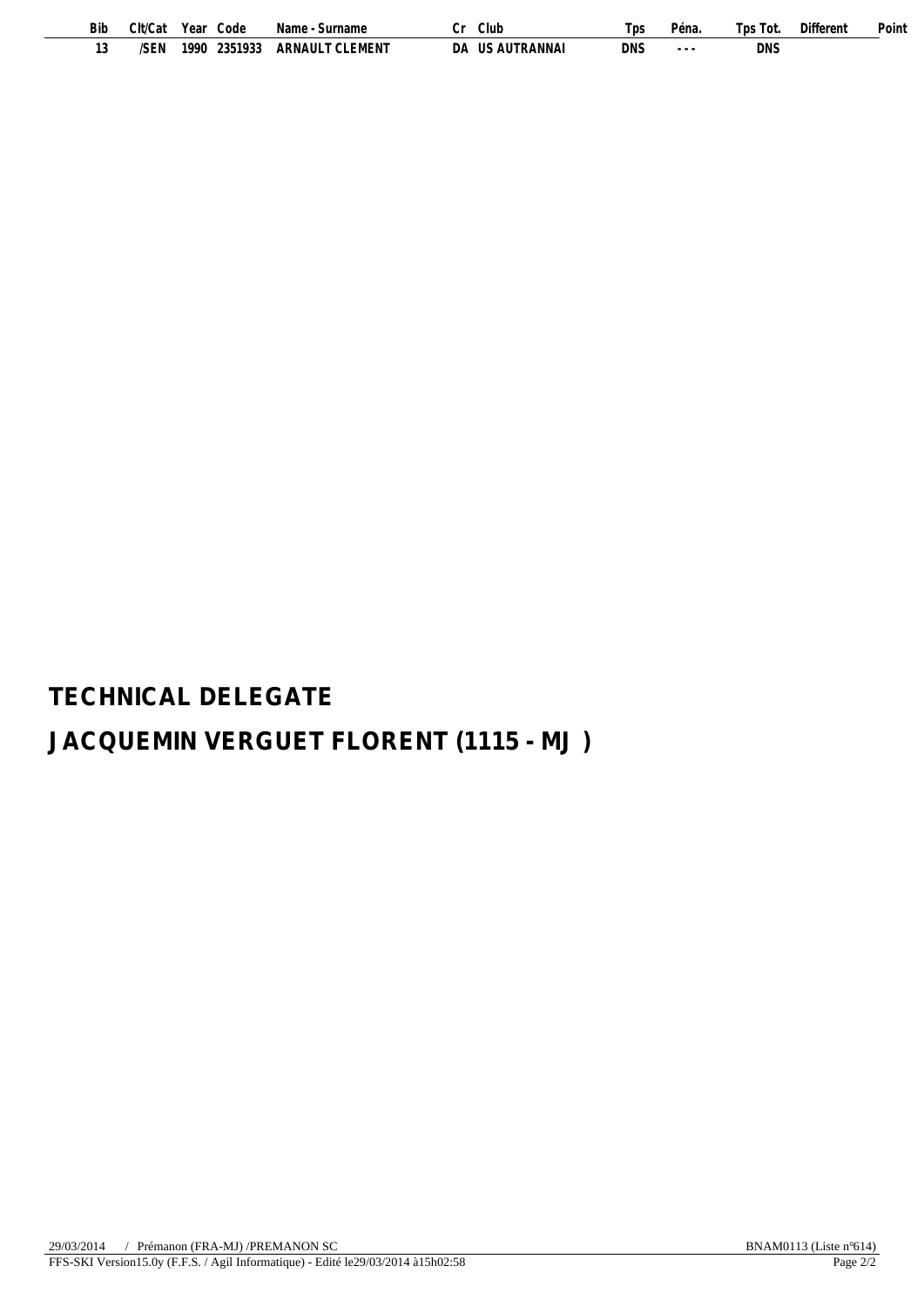| Bib | Clt/Cat | Year | Code | Name - Surname | Cr | Club | Tps | Péna. | Tps Tot. | Different | Point |
|---|---|---|---|---|---|---|---|---|---|---|---|
| 13 | /SEN | 1990 | 2351933 | ARNAULT CLEMENT | DA | US AUTRANNAI | DNS | --- | DNS | | |

## TECHNICAL DELEGATE

## JACQUEMIN VERGUET FLORENT (1115 - MJ )